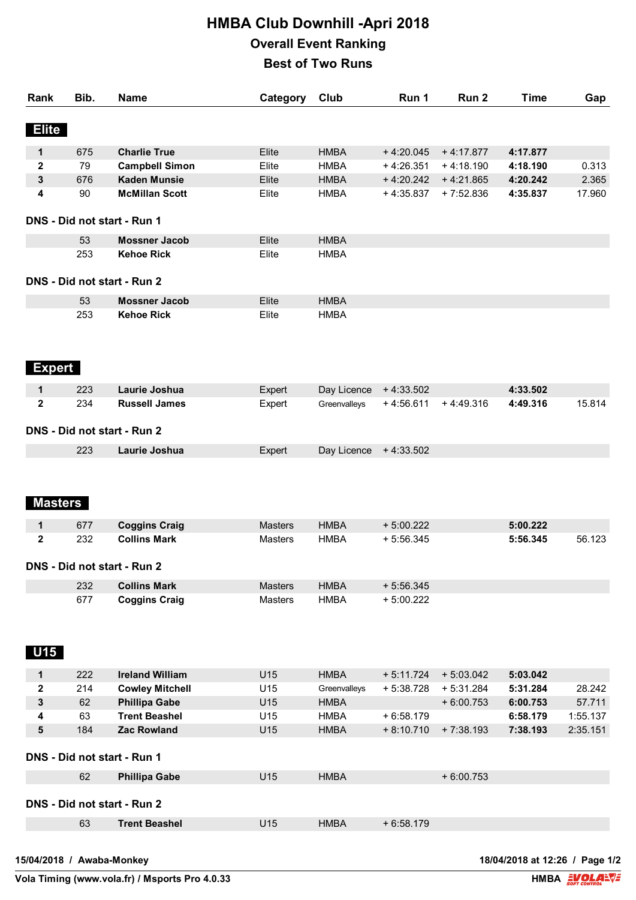# HMBA Club Downhill -Apri 2018

## Overall Event Ranking

## Best of Two Runs

## Elite

| Rank | Bib. | Name | Category | Club | Run 1 | Run 2 | Time | Gap |
|---|---|---|---|---|---|---|---|---|
| 1 | 675 | **Charlie True** | Elite | HMBA | + 4:20.045 | + 4:17.877 | **4:17.877** | |
| 2 | 79 | **Campbell Simon** | Elite | HMBA | + 4:26.351 | + 4:18.190 | **4:18.190** | 0.313 |
| 3 | 676 | **Kaden Munsie** | Elite | HMBA | + 4:20.242 | + 4:21.865 | **4:20.242** | 2.365 |
| 4 | 90 | **McMillan Scott** | Elite | HMBA | + 4:35.837 | + 7:52.836 | **4:35.837** | 17.960 |

### DNS - Did not start - Run 1

| Rank | Bib. | Name | Category | Club | Run 1 | Run 2 | Time | Gap |
|---|---|---|---|---|---|---|---|---|
| | 53 | **Mossner Jacob** | Elite | HMBA | | | | |
| | 253 | **Kehoe Rick** | Elite | HMBA | | | | |

### DNS - Did not start - Run 2

| Rank | Bib. | Name | Category | Club | Run 1 | Run 2 | Time | Gap |
|---|---|---|---|---|---|---|---|---|
| | 53 | **Mossner Jacob** | Elite | HMBA | | | | |
| | 253 | **Kehoe Rick** | Elite | HMBA | | | | |

## Expert

| Rank | Bib. | Name | Category | Club | Run 1 | Run 2 | Time | Gap |
|---|---|---|---|---|---|---|---|---|
| 1 | 223 | **Laurie Joshua** | Expert | Day Licence | + 4:33.502 | | **4:33.502** | |
| 2 | 234 | **Russell James** | Expert | Greenvalleys | + 4:56.611 | + 4:49.316 | **4:49.316** | 15.814 |

### DNS - Did not start - Run 2

| Rank | Bib. | Name | Category | Club | Run 1 | Run 2 | Time | Gap |
|---|---|---|---|---|---|---|---|---|
| | 223 | **Laurie Joshua** | Expert | Day Licence | + 4:33.502 | | | |

## Masters

| Rank | Bib. | Name | Category | Club | Run 1 | Run 2 | Time | Gap |
|---|---|---|---|---|---|---|---|---|
| 1 | 677 | **Coggins Craig** | Masters | HMBA | + 5:00.222 | | **5:00.222** | |
| 2 | 232 | **Collins Mark** | Masters | HMBA | + 5:56.345 | | **5:56.345** | 56.123 |

### DNS - Did not start - Run 2

| Rank | Bib. | Name | Category | Club | Run 1 | Run 2 | Time | Gap |
|---|---|---|---|---|---|---|---|---|
| | 232 | **Collins Mark** | Masters | HMBA | + 5:56.345 | | | |
| | 677 | **Coggins Craig** | Masters | HMBA | + 5:00.222 | | | |

## U15

| Rank | Bib. | Name | Category | Club | Run 1 | Run 2 | Time | Gap |
|---|---|---|---|---|---|---|---|---|
| 1 | 222 | **Ireland William** | U15 | HMBA | + 5:11.724 | + 5:03.042 | **5:03.042** | |
| 2 | 214 | **Cowley Mitchell** | U15 | Greenvalleys | + 5:38.728 | + 5:31.284 | **5:31.284** | 28.242 |
| 3 | 62 | **Phillipa Gabe** | U15 | HMBA | | + 6:00.753 | **6:00.753** | 57.711 |
| 4 | 63 | **Trent Beashel** | U15 | HMBA | + 6:58.179 | | **6:58.179** | 1:55.137 |
| 5 | 184 | **Zac Rowland** | U15 | HMBA | + 8:10.710 | + 7:38.193 | **7:38.193** | 2:35.151 |

### DNS - Did not start - Run 1

| Rank | Bib. | Name | Category | Club | Run 1 | Run 2 | Time | Gap |
|---|---|---|---|---|---|---|---|---|
| | 62 | **Phillipa Gabe** | U15 | HMBA | | + 6:00.753 | | |

### DNS - Did not start - Run 2

| Rank | Bib. | Name | Category | Club | Run 1 | Run 2 | Time | Gap |
|---|---|---|---|---|---|---|---|---|
| | 63 | **Trent Beashel** | U15 | HMBA | + 6:58.179 | | | |

**15/04/2018 / Awaba-Monkey**

**Vola Timing (www.vola.fr) / Msports Pro 4.0.33**